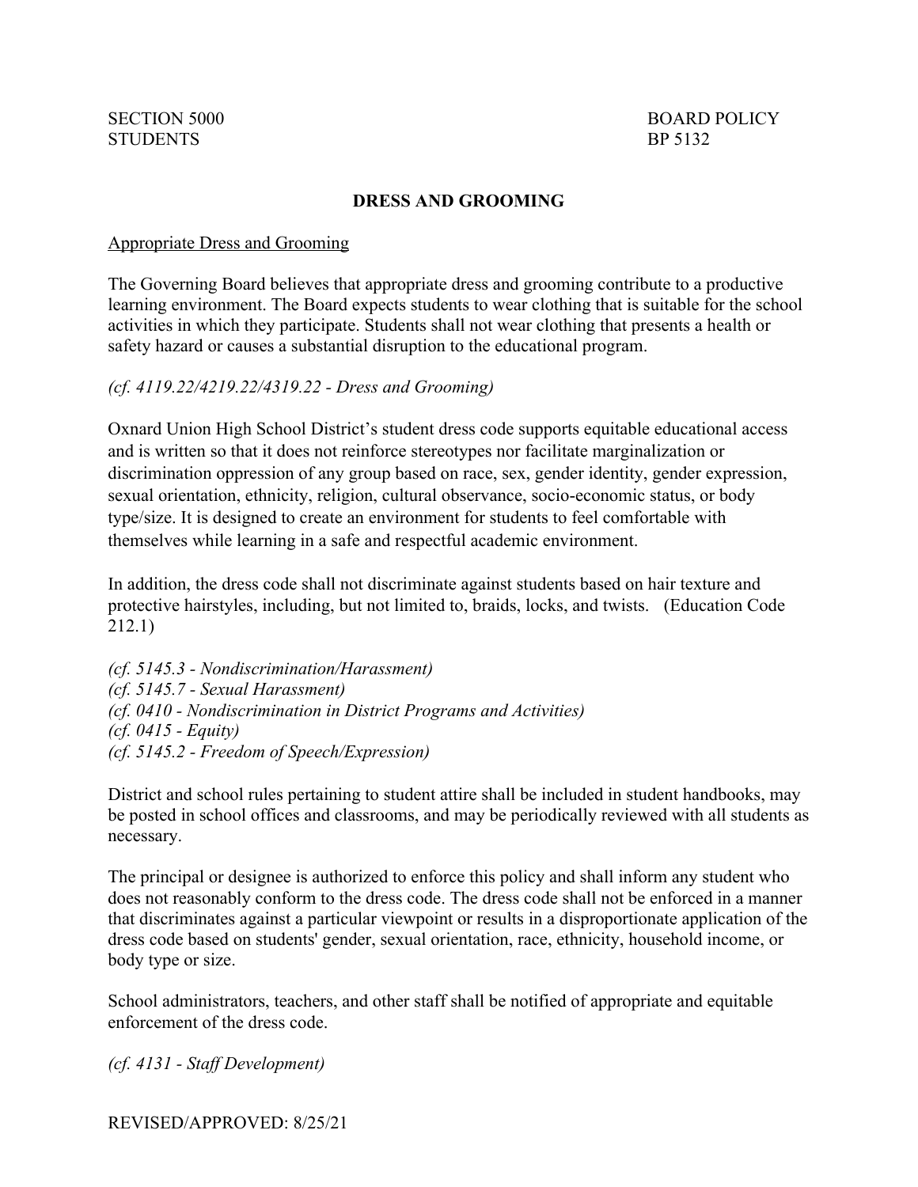SECTION 5000
STUDENTS

BOARD POLICY
BP 5132

## DRESS AND GROOMING

Appropriate Dress and Grooming

The Governing Board believes that appropriate dress and grooming contribute to a productive learning environment. The Board expects students to wear clothing that is suitable for the school activities in which they participate. Students shall not wear clothing that presents a health or safety hazard or causes a substantial disruption to the educational program.

*(cf. 4119.22/4219.22/4319.22 - Dress and Grooming)*

Oxnard Union High School District's student dress code supports equitable educational access and is written so that it does not reinforce stereotypes nor facilitate marginalization or discrimination oppression of any group based on race, sex, gender identity, gender expression, sexual orientation, ethnicity, religion, cultural observance, socio-economic status, or body type/size. It is designed to create an environment for students to feel comfortable with themselves while learning in a safe and respectful academic environment.

In addition, the dress code shall not discriminate against students based on hair texture and protective hairstyles, including, but not limited to, braids, locks, and twists. (Education Code 212.1)

*(cf. 5145.3 - Nondiscrimination/Harassment)*
*(cf. 5145.7 - Sexual Harassment)*
*(cf. 0410 - Nondiscrimination in District Programs and Activities)*
*(cf. 0415 - Equity)*
*(cf. 5145.2 - Freedom of Speech/Expression)*

District and school rules pertaining to student attire shall be included in student handbooks, may be posted in school offices and classrooms, and may be periodically reviewed with all students as necessary.

The principal or designee is authorized to enforce this policy and shall inform any student who does not reasonably conform to the dress code. The dress code shall not be enforced in a manner that discriminates against a particular viewpoint or results in a disproportionate application of the dress code based on students' gender, sexual orientation, race, ethnicity, household income, or body type or size.

School administrators, teachers, and other staff shall be notified of appropriate and equitable enforcement of the dress code.

*(cf. 4131 - Staff Development)*

REVISED/APPROVED: 8/25/21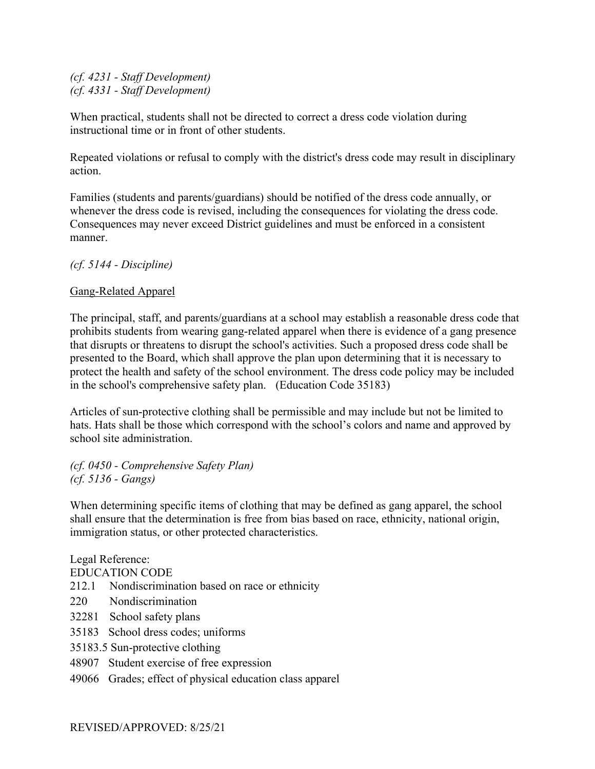*(cf. 4231 - Staff Development)*
*(cf. 4331 - Staff Development)*

When practical, students shall not be directed to correct a dress code violation during instructional time or in front of other students.

Repeated violations or refusal to comply with the district's dress code may result in disciplinary action.

Families (students and parents/guardians) should be notified of the dress code annually, or whenever the dress code is revised, including the consequences for violating the dress code. Consequences may never exceed District guidelines and must be enforced in a consistent manner.

*(cf. 5144 - Discipline)*

<u>Gang-Related Apparel</u>

The principal, staff, and parents/guardians at a school may establish a reasonable dress code that prohibits students from wearing gang-related apparel when there is evidence of a gang presence that disrupts or threatens to disrupt the school's activities. Such a proposed dress code shall be presented to the Board, which shall approve the plan upon determining that it is necessary to protect the health and safety of the school environment. The dress code policy may be included in the school's comprehensive safety plan. (Education Code 35183)

Articles of sun-protective clothing shall be permissible and may include but not be limited to hats. Hats shall be those which correspond with the school's colors and name and approved by school site administration.

*(cf. 0450 - Comprehensive Safety Plan)*
*(cf. 5136 - Gangs)*

When determining specific items of clothing that may be defined as gang apparel, the school shall ensure that the determination is free from bias based on race, ethnicity, national origin, immigration status, or other protected characteristics.

Legal Reference:
EDUCATION CODE
212.1 Nondiscrimination based on race or ethnicity
220 Nondiscrimination
32281 School safety plans
35183 School dress codes; uniforms
35183.5 Sun-protective clothing
48907 Student exercise of free expression
49066 Grades; effect of physical education class apparel

REVISED/APPROVED: 8/25/21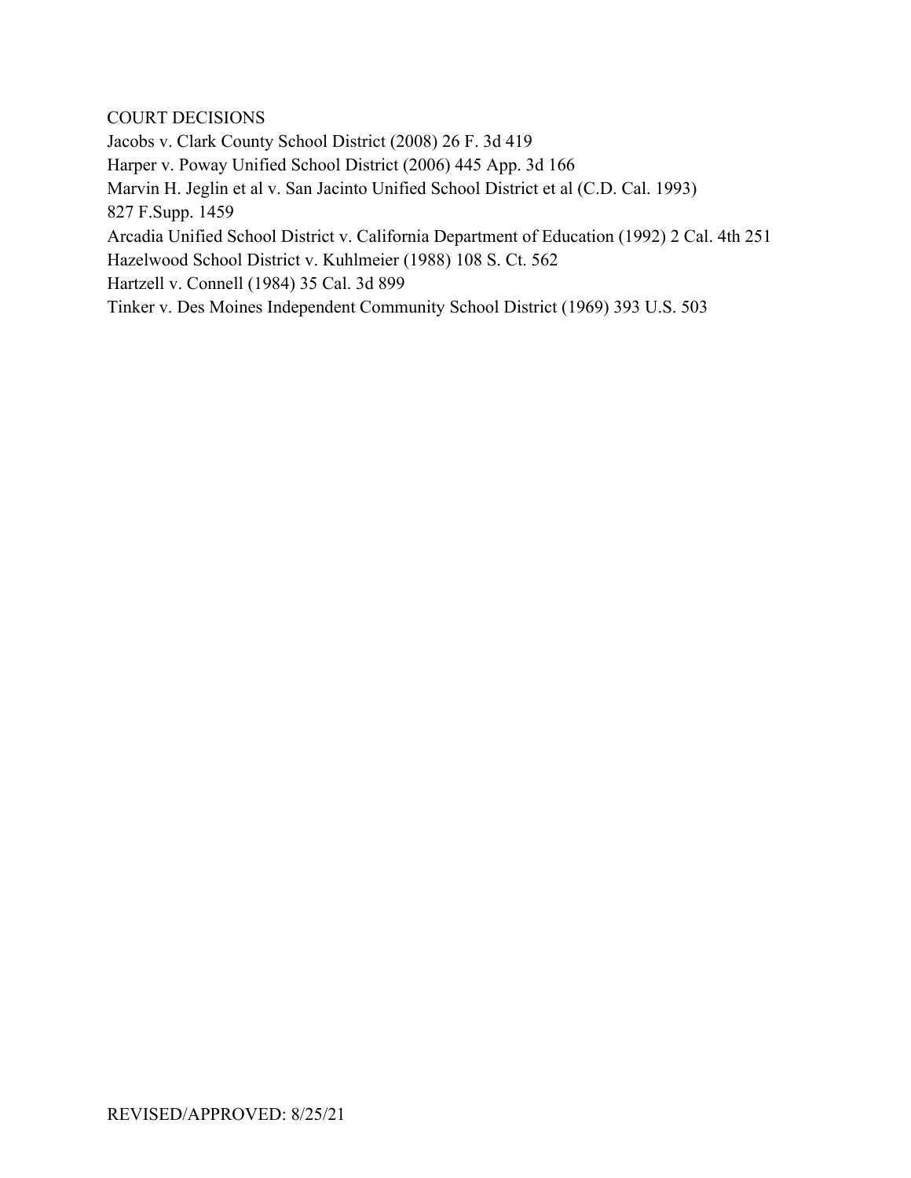COURT DECISIONS

Jacobs v. Clark County School District (2008) 26 F. 3d 419

Harper v. Poway Unified School District (2006) 445 App. 3d 166

Marvin H. Jeglin et al v. San Jacinto Unified School District et al (C.D. Cal. 1993) 827 F.Supp. 1459

Arcadia Unified School District v. California Department of Education (1992) 2 Cal. 4th 251

Hazelwood School District v. Kuhlmeier (1988) 108 S. Ct. 562

Hartzell v. Connell (1984) 35 Cal. 3d 899

Tinker v. Des Moines Independent Community School District (1969) 393 U.S. 503

REVISED/APPROVED: 8/25/21